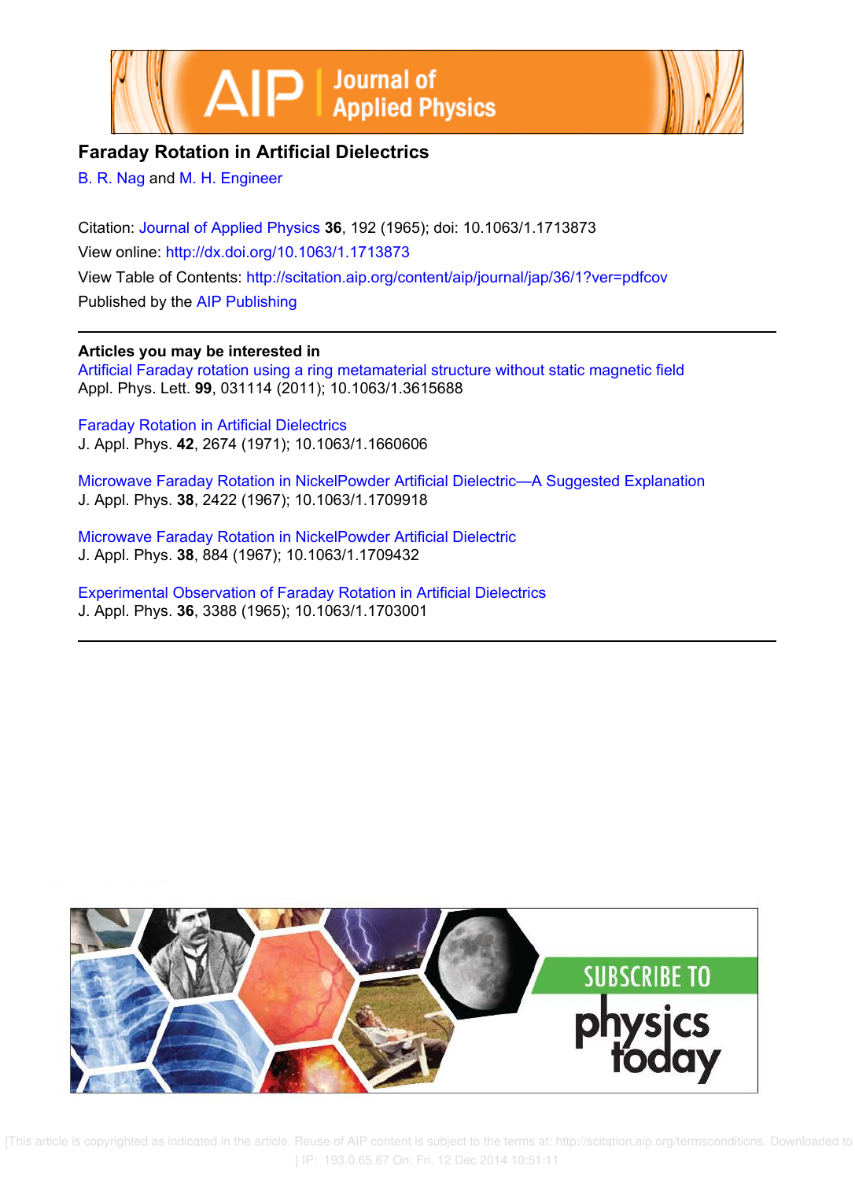# Faraday Rotation in Artificial Dielectrics

B. R. Nag and M. H. Engineer

Citation: Journal of Applied Physics **36**, 192 (1965); doi: 10.1063/1.1713873
View online: http://dx.doi.org/10.1063/1.1713873
View Table of Contents: http://scitation.aip.org/content/aip/journal/jap/36/1?ver=pdfcov
Published by the AIP Publishing

## Articles you may be interested in

Artificial Faraday rotation using a ring metamaterial structure without static magnetic field
Appl. Phys. Lett. **99**, 031114 (2011); 10.1063/1.3615688

Faraday Rotation in Artificial Dielectrics
J. Appl. Phys. **42**, 2674 (1971); 10.1063/1.1660606

Microwave Faraday Rotation in NickelPowder Artificial Dielectric—A Suggested Explanation
J. Appl. Phys. **38**, 2422 (1967); 10.1063/1.1709918

Microwave Faraday Rotation in NickelPowder Artificial Dielectric
J. Appl. Phys. **38**, 884 (1967); 10.1063/1.1709432

Experimental Observation of Faraday Rotation in Artificial Dielectrics
J. Appl. Phys. **36**, 3388 (1965); 10.1063/1.1703001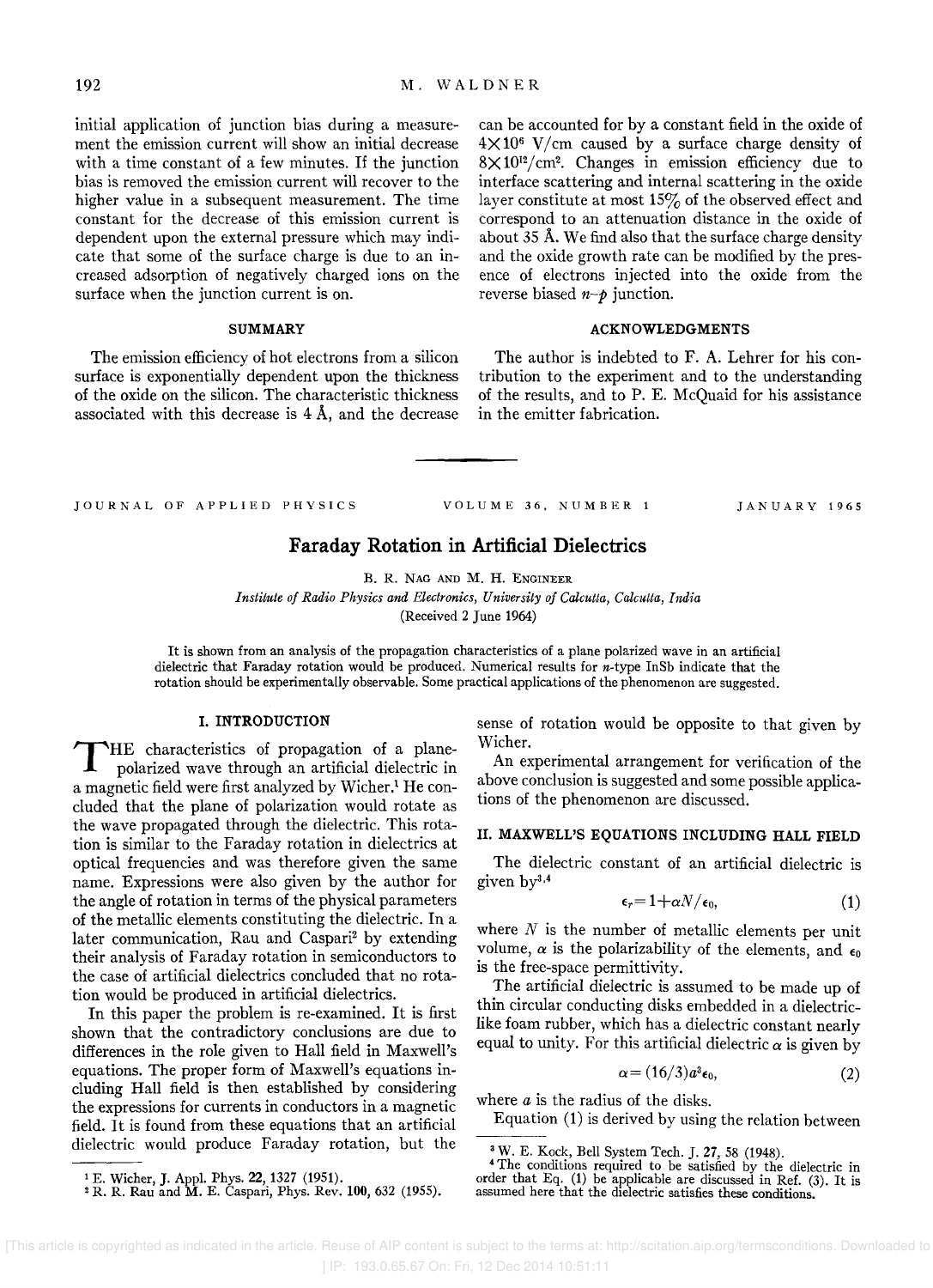initial application of junction bias during a measurement the emission current will show an initial decrease with a time constant of a few minutes. If the junction bias is removed the emission current will recover to the higher value in a subsequent measurement. The time constant for the decrease of this emission current is dependent upon the external pressure which may indicate that some of the surface charge is due to an increased adsorption of negatively charged ions on the surface when the junction current is on.

## SUMMARY

The emission efficiency of hot electrons from a silicon surface is exponentially dependent upon the thickness of the oxide on the silicon. The characteristic thickness associated with this decrease is 4 Å, and the decrease can be accounted for by a constant field in the oxide of $4\times10^{6}$ V/cm caused by a surface charge density of $8\times10^{12}/\text{cm}^2$. Changes in emission efficiency due to interface scattering and internal scattering in the oxide layer constitute at most 15% of the observed effect and correspond to an attenuation distance in the oxide of about 35 Å. We find also that the surface charge density and the oxide growth rate can be modified by the presence of electrons injected into the oxide from the reverse biased *n–p* junction.

## ACKNOWLEDGMENTS

The author is indebted to F. A. Lehrer for his contribution to the experiment and to the understanding of the results, and to P. E. McQuaid for his assistance in the emitter fabrication.

---

JOURNAL OF APPLIED PHYSICS VOLUME 36, NUMBER 1 JANUARY 1965

# Faraday Rotation in Artificial Dielectrics

B. R. NAG AND M. H. ENGINEER

*Institute of Radio Physics and Electronics, University of Calcutta, Calcutta, India*

(Received 2 June 1964)

It is shown from an analysis of the propagation characteristics of a plane polarized wave in an artificial dielectric that Faraday rotation would be produced. Numerical results for *n*-type InSb indicate that the rotation should be experimentally observable. Some practical applications of the phenomenon are suggested.

## I. INTRODUCTION

The characteristics of propagation of a plane-polarized wave through an artificial dielectric in a magnetic field were first analyzed by Wicher.[1] He concluded that the plane of polarization would rotate as the wave propagated through the dielectric. This rotation is similar to the Faraday rotation in dielectrics at optical frequencies and was therefore given the same name. Expressions were also given by the author for the angle of rotation in terms of the physical parameters of the metallic elements constituting the dielectric. In a later communication, Rau and Caspari[2] by extending their analysis of Faraday rotation in semiconductors to the case of artificial dielectrics concluded that no rotation would be produced in artificial dielectrics.

In this paper the problem is re-examined. It is first shown that the contradictory conclusions are due to differences in the role given to Hall field in Maxwell's equations. The proper form of Maxwell's equations including Hall field is then established by considering the expressions for currents in conductors in a magnetic field. It is found from these equations that an artificial dielectric would produce Faraday rotation, but the sense of rotation would be opposite to that given by Wicher.

An experimental arrangement for verification of the above conclusion is suggested and some possible applications of the phenomenon are discussed.

## II. MAXWELL'S EQUATIONS INCLUDING HALL FIELD

The dielectric constant of an artificial dielectric is given by[3,4]

$$\epsilon_r = 1 + \alpha N/\epsilon_0, \tag{1}$$

where $N$ is the number of metallic elements per unit volume, $\alpha$ is the polarizability of the elements, and $\epsilon_0$ is the free-space permittivity.

The artificial dielectric is assumed to be made up of thin circular conducting disks embedded in a dielectric-like foam rubber, which has a dielectric constant nearly equal to unity. For this artificial dielectric $\alpha$ is given by

$$\alpha = (16/3)a^3\epsilon_0, \tag{2}$$

where $a$ is the radius of the disks.

Equation (1) is derived by using the relation between

---

[1] E. Wicher, J. Appl. Phys. **22**, 1327 (1951).

[2] R. R. Rau and M. E. Caspari, Phys. Rev. **100**, 632 (1955).

[3] W. E. Kock, Bell System Tech. J. **27**, 58 (1948).

[4] The conditions required to be satisfied by the dielectric in order that Eq. (1) be applicable are discussed in Ref. (3). It is assumed here that the dielectric satisfies these conditions.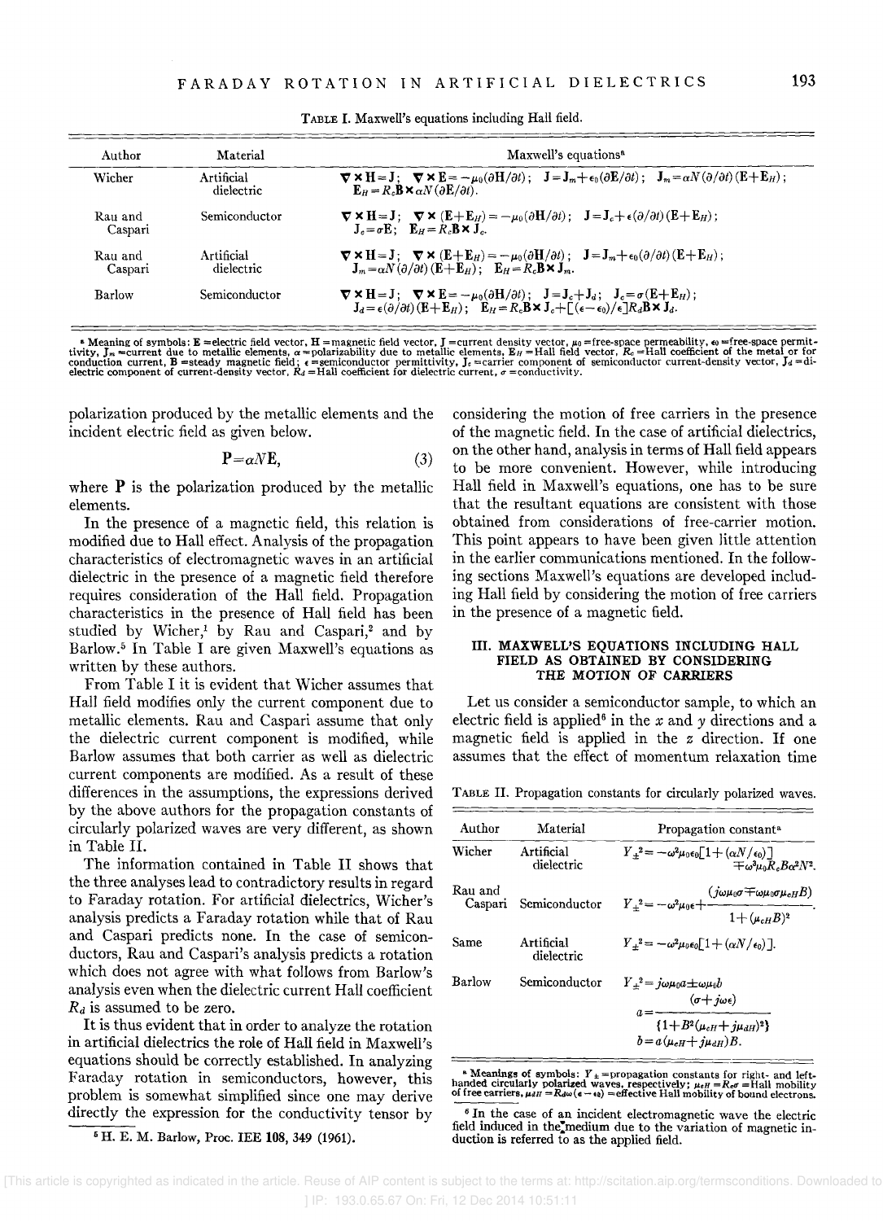TABLE I. Maxwell's equations including Hall field.

| Author | Material | Maxwell's equations[a] |
| --- | --- | --- |
| Wicher | Artificial dielectric | $\nabla\times\mathbf{H}=\mathbf{J}$; $\nabla\times\mathbf{E}=-\mu_0(\partial\mathbf{H}/\partial t)$; $\mathbf{J}=\mathbf{J}_m+\epsilon_0(\partial\mathbf{E}/\partial t)$; $\mathbf{J}_m=\alpha N(\partial/\partial t)(\mathbf{E}+\mathbf{E}_H)$; $\mathbf{E}_H=R_c\mathbf{B}\times\alpha N(\partial\mathbf{E}/\partial t)$. |
| Rau and Caspari | Semiconductor | $\nabla\times\mathbf{H}=\mathbf{J}$; $\nabla\times(\mathbf{E}+\mathbf{E}_H)=-\mu_0(\partial\mathbf{H}/\partial t)$; $\mathbf{J}=\mathbf{J}_c+\epsilon(\partial/\partial t)(\mathbf{E}+\mathbf{E}_H)$; $\mathbf{J}_c=\sigma\mathbf{E}$; $\mathbf{E}_H=R_c\mathbf{B}\times\mathbf{J}_c$. |
| Rau and Caspari | Artificial dielectric | $\nabla\times\mathbf{H}=\mathbf{J}$; $\nabla\times(\mathbf{E}+\mathbf{E}_H)=-\mu_0(\partial\mathbf{H}/\partial t)$; $\mathbf{J}=\mathbf{J}_m+\epsilon_0(\partial/\partial t)(\mathbf{E}+\mathbf{E}_H)$; $\mathbf{J}_m=\alpha N(\partial/\partial t)(\mathbf{E}+\mathbf{E}_H)$; $\mathbf{E}_H=R_c\mathbf{B}\times\mathbf{J}_m$. |
| Barlow | Semiconductor | $\nabla\times\mathbf{H}=\mathbf{J}$; $\nabla\times\mathbf{E}=-\mu_0(\partial\mathbf{H}/\partial t)$; $\mathbf{J}=\mathbf{J}_c+\mathbf{J}_d$; $\mathbf{J}_c=\sigma(\mathbf{E}+\mathbf{E}_H)$; $\mathbf{J}_d=\epsilon(\partial/\partial t)(\mathbf{E}+\mathbf{E}_H)$; $\mathbf{E}_H=R_c\mathbf{B}\times\mathbf{J}_c+[(\epsilon-\epsilon_0)/\epsilon]R_d\mathbf{B}\times\mathbf{J}_d$. |

[a] Meaning of symbols: $\mathbf{E}$ = electric field vector, $\mathbf{H}$ = magnetic field vector, $\mathbf{J}$ = current density vector, $\mu_0$ = free-space permeability, $\epsilon_0$ = free-space permittivity, $\mathbf{J}_m$ = current due to metallic elements, $\alpha$ = polarizability due to metallic elements, $\mathbf{E}_H$ = Hall field vector, $R_c$ = Hall coefficient of the metal or for conduction current, $\mathbf{B}$ = steady magnetic field; $\epsilon$ = semiconductor permittivity, $\mathbf{J}_c$ = carrier component of semiconductor current-density vector, $\mathbf{J}_d$ = dielectric component of current-density vector, $R_d$ = Hall coefficient for dielectric current, $\sigma$ = conductivity.

polarization produced by the metallic elements and the incident electric field as given below.

$$\mathbf{P}=\alpha N\mathbf{E}, \tag{3}$$

where $\mathbf{P}$ is the polarization produced by the metallic elements.

In the presence of a magnetic field, this relation is modified due to Hall effect. Analysis of the propagation characteristics of electromagnetic waves in an artificial dielectric in the presence of a magnetic field therefore requires consideration of the Hall field. Propagation characteristics in the presence of Hall field has been studied by Wicher,[1] by Rau and Caspari,[2] and by Barlow.[5] In Table I are given Maxwell's equations as written by these authors.

From Table I it is evident that Wicher assumes that Hall field modifies only the current component due to metallic elements. Rau and Caspari assume that only the dielectric current component is modified, while Barlow assumes that both carrier as well as dielectric current components are modified. As a result of these differences in the assumptions, the expressions derived by the above authors for the propagation constants of circularly polarized waves are very different, as shown in Table II.

The information contained in Table II shows that the three analyses lead to contradictory results in regard to Faraday rotation. For artificial dielectrics, Wicher's analysis predicts a Faraday rotation while that of Rau and Caspari predicts none. In the case of semiconductors, Rau and Caspari's analysis predicts a rotation which does not agree with what follows from Barlow's analysis even when the dielectric current Hall coefficient $R_d$ is assumed to be zero.

It is thus evident that in order to analyze the rotation in artificial dielectrics the role of Hall field in Maxwell's equations should be correctly established. In analyzing Faraday rotation in semiconductors, however, this problem is somewhat simplified since one may derive directly the expression for the conductivity tensor by considering the motion of free carriers in the presence of the magnetic field. In the case of artificial dielectrics, on the other hand, analysis in terms of Hall field appears to be more convenient. However, while introducing Hall field in Maxwell's equations, one has to be sure that the resultant equations are consistent with those obtained from considerations of free-carrier motion. This point appears to have been given little attention in the earlier communications mentioned. In the following sections Maxwell's equations are developed including Hall field by considering the motion of free carriers in the presence of a magnetic field.

## III. MAXWELL'S EQUATIONS INCLUDING HALL FIELD AS OBTAINED BY CONSIDERING THE MOTION OF CARRIERS

Let us consider a semiconductor sample, to which an electric field is applied[6] in the $x$ and $y$ directions and a magnetic field is applied in the $z$ direction. If one assumes that the effect of momentum relaxation time

TABLE II. Propagation constants for circularly polarized waves.

| Author | Material | Propagation constant[a] |
| --- | --- | --- |
| Wicher | Artificial dielectric | $Y_\pm^2=-\omega^2\mu_0\epsilon_0[1+(\alpha N/\epsilon_0)]\mp\omega^3\mu_0R_cB\alpha^2N^2$. |
| Rau and Caspari | Semiconductor | $Y_\pm^2=-\omega^2\mu_0\epsilon+\dfrac{(j\omega\mu_0\sigma\mp\omega\mu_0\sigma\mu_{cH}B)}{1+(\mu_{cH}B)^2}$. |
| Same | Artificial dielectric | $Y_\pm^2=-\omega^2\mu_0\epsilon_0[1+(\alpha N/\epsilon_0)]$. |
| Barlow | Semiconductor | $Y_\pm^2=j\omega\mu_0a\pm\omega\mu_0b$; $a=\dfrac{(\sigma+j\omega\epsilon)}{\{1+B^2(\mu_{cH}+j\mu_{dH})^2\}}$; $b=a(\mu_{cH}+j\mu_{dH})B$. |

[a] Meanings of symbols: $Y_\pm$ = propagation constants for right- and left-handed circularly polarized waves, respectively; $\mu_{cH}=R_c\sigma$ = Hall mobility of free carriers, $\mu_{dH}=R_d\omega(\epsilon-\epsilon_0)$ = effective Hall mobility of bound electrons.

[5] H. E. M. Barlow, Proc. IEE 108, 349 (1961).

[6] In the case of an incident electromagnetic wave the electric field induced in the medium due to the variation of magnetic induction is referred to as the applied field.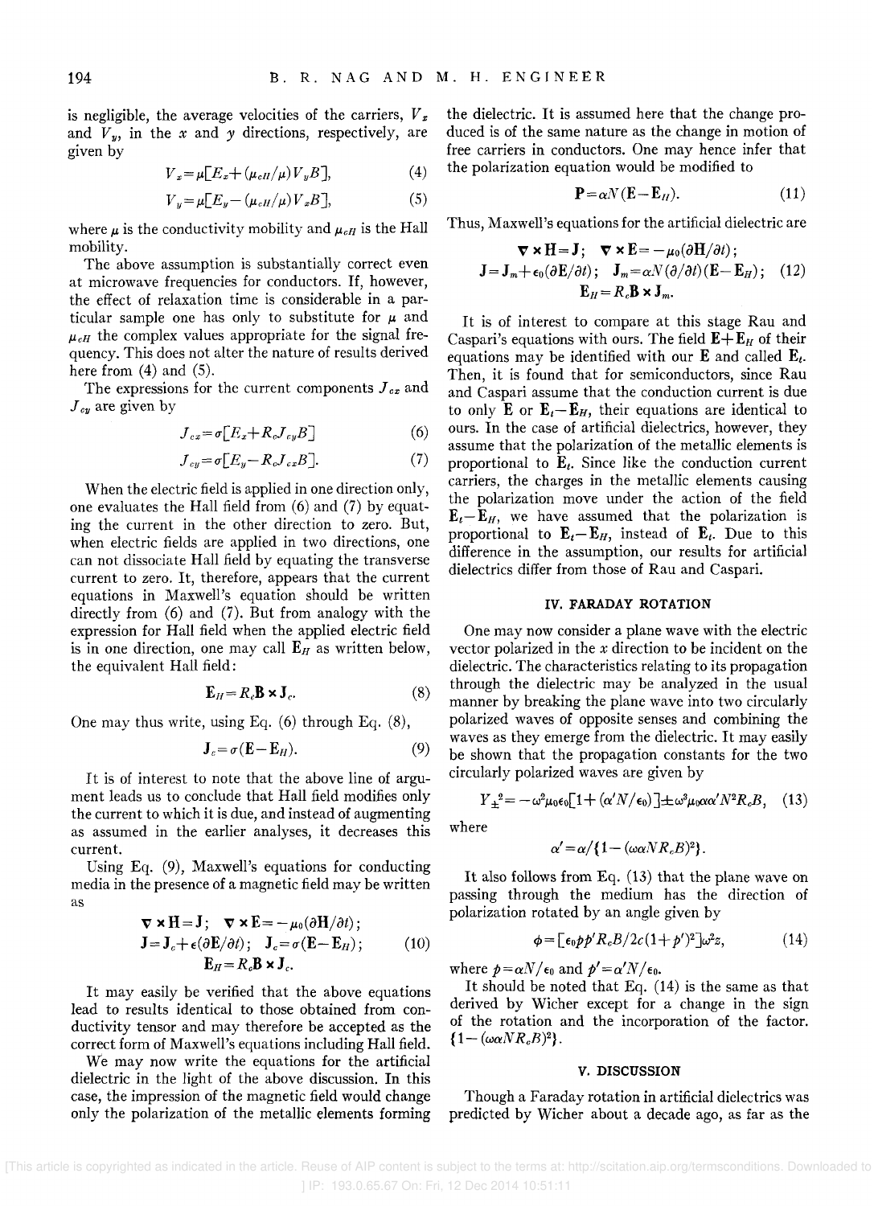is negligible, the average velocities of the carriers, $V_x$ and $V_y$, in the $x$ and $y$ directions, respectively, are given by

$$V_x = \mu[E_x + (\mu_{cH}/\mu)V_y B], \tag{4}$$

$$V_y = \mu[E_y - (\mu_{cH}/\mu)V_x B], \tag{5}$$

where $\mu$ is the conductivity mobility and $\mu_{cH}$ is the Hall mobility.

The above assumption is substantially correct even at microwave frequencies for conductors. If, however, the effect of relaxation time is considerable in a particular sample one has only to substitute for $\mu$ and $\mu_{cH}$ the complex values appropriate for the signal frequency. This does not alter the nature of results derived here from (4) and (5).

The expressions for the current components $J_{cx}$ and $J_{cy}$ are given by

$$J_{cx} = \sigma[E_x + R_c J_{cy} B] \tag{6}$$

$$J_{cy} = \sigma[E_y - R_c J_{cx} B]. \tag{7}$$

When the electric field is applied in one direction only, one evaluates the Hall field from (6) and (7) by equating the current in the other direction to zero. But, when electric fields are applied in two directions, one can not dissociate Hall field by equating the transverse current to zero. It, therefore, appears that the current equations in Maxwell's equation should be written directly from (6) and (7). But from analogy with the expression for Hall field when the applied electric field is in one direction, one may call $\mathbf{E}_H$ as written below, the equivalent Hall field:

$$\mathbf{E}_H = R_c \mathbf{B} \times \mathbf{J}_c. \tag{8}$$

One may thus write, using Eq. (6) through Eq. (8),

$$\mathbf{J}_c = \sigma(\mathbf{E} - \mathbf{E}_H). \tag{9}$$

It is of interest to note that the above line of argument leads us to conclude that Hall field modifies only the current to which it is due, and instead of augmenting as assumed in the earlier analyses, it decreases this current.

Using Eq. (9), Maxwell's equations for conducting media in the presence of a magnetic field may be written as

$$\begin{gathered} \nabla \times \mathbf{H} = \mathbf{J}; \quad \nabla \times \mathbf{E} = -\mu_0(\partial \mathbf{H}/\partial t); \\ \mathbf{J} = \mathbf{J}_c + \epsilon(\partial \mathbf{E}/\partial t); \quad \mathbf{J}_c = \sigma(\mathbf{E} - \mathbf{E}_H); \\ \mathbf{E}_H = R_c \mathbf{B} \times \mathbf{J}_c. \end{gathered} \tag{10}$$

It may easily be verified that the above equations lead to results identical to those obtained from conductivity tensor and may therefore be accepted as the correct form of Maxwell's equations including Hall field.

We may now write the equations for the artificial dielectric in the light of the above discussion. In this case, the impression of the magnetic field would change only the polarization of the metallic elements forming the dielectric. It is assumed here that the change produced is of the same nature as the change in motion of free carriers in conductors. One may hence infer that the polarization equation would be modified to

$$\mathbf{P} = \alpha N(\mathbf{E} - \mathbf{E}_H). \tag{11}$$

Thus, Maxwell's equations for the artificial dielectric are

$$\begin{gathered} \nabla \times \mathbf{H} = \mathbf{J}; \quad \nabla \times \mathbf{E} = -\mu_0(\partial \mathbf{H}/\partial t); \\ \mathbf{J} = \mathbf{J}_m + \epsilon_0(\partial \mathbf{E}/\partial t); \quad \mathbf{J}_m = \alpha N(\partial/\partial t)(\mathbf{E} - \mathbf{E}_H); \\ \mathbf{E}_H = R_c \mathbf{B} \times \mathbf{J}_m. \end{gathered} \tag{12}$$

It is of interest to compare at this stage Rau and Caspari's equations with ours. The field $\mathbf{E} + \mathbf{E}_H$ of their equations may be identified with our $\mathbf{E}$ and called $\mathbf{E}_t$. Then, it is found that for semiconductors, since Rau and Caspari assume that the conduction current is due to only $\mathbf{E}$ or $\mathbf{E}_t - \mathbf{E}_H$, their equations are identical to ours. In the case of artificial dielectrics, however, they assume that the polarization of the metallic elements is proportional to $\mathbf{E}_t$. Since like the conduction current carriers, the charges in the metallic elements causing the polarization move under the action of the field $\mathbf{E}_t - \mathbf{E}_H$, we have assumed that the polarization is proportional to $\mathbf{E}_t - \mathbf{E}_H$, instead of $\mathbf{E}_t$. Due to this difference in the assumption, our results for artificial dielectrics differ from those of Rau and Caspari.

## IV. FARADAY ROTATION

One may now consider a plane wave with the electric vector polarized in the $x$ direction to be incident on the dielectric. The characteristics relating to its propagation through the dielectric may be analyzed in the usual manner by breaking the plane wave into two circularly polarized waves of opposite senses and combining the waves as they emerge from the dielectric. It may easily be shown that the propagation constants for the two circularly polarized waves are given by

$$Y_{\pm}^2 = -\omega^2 \mu_0 \epsilon_0 [1 + (\alpha' N/\epsilon_0)] \pm \omega^3 \mu_0 \alpha \alpha' N^2 R_c B, \tag{13}$$

where

$$\alpha' = \alpha / \{1 - (\omega \alpha N R_c B)^2\}.$$

It also follows from Eq. (13) that the plane wave on passing through the medium has the direction of polarization rotated by an angle given by

$$\phi = [\epsilon_0 p p' R_c B / 2c(1+p')^2] \omega^2 z, \tag{14}$$

where $p = \alpha N/\epsilon_0$ and $p' = \alpha' N/\epsilon_0$.

It should be noted that Eq. (14) is the same as that derived by Wicher except for a change in the sign of the rotation and the incorporation of the factor. $\{1 - (\omega \alpha N R_c B)^2\}$.

## V. DISCUSSION

Though a Faraday rotation in artificial dielectrics was predicted by Wicher about a decade ago, as far as the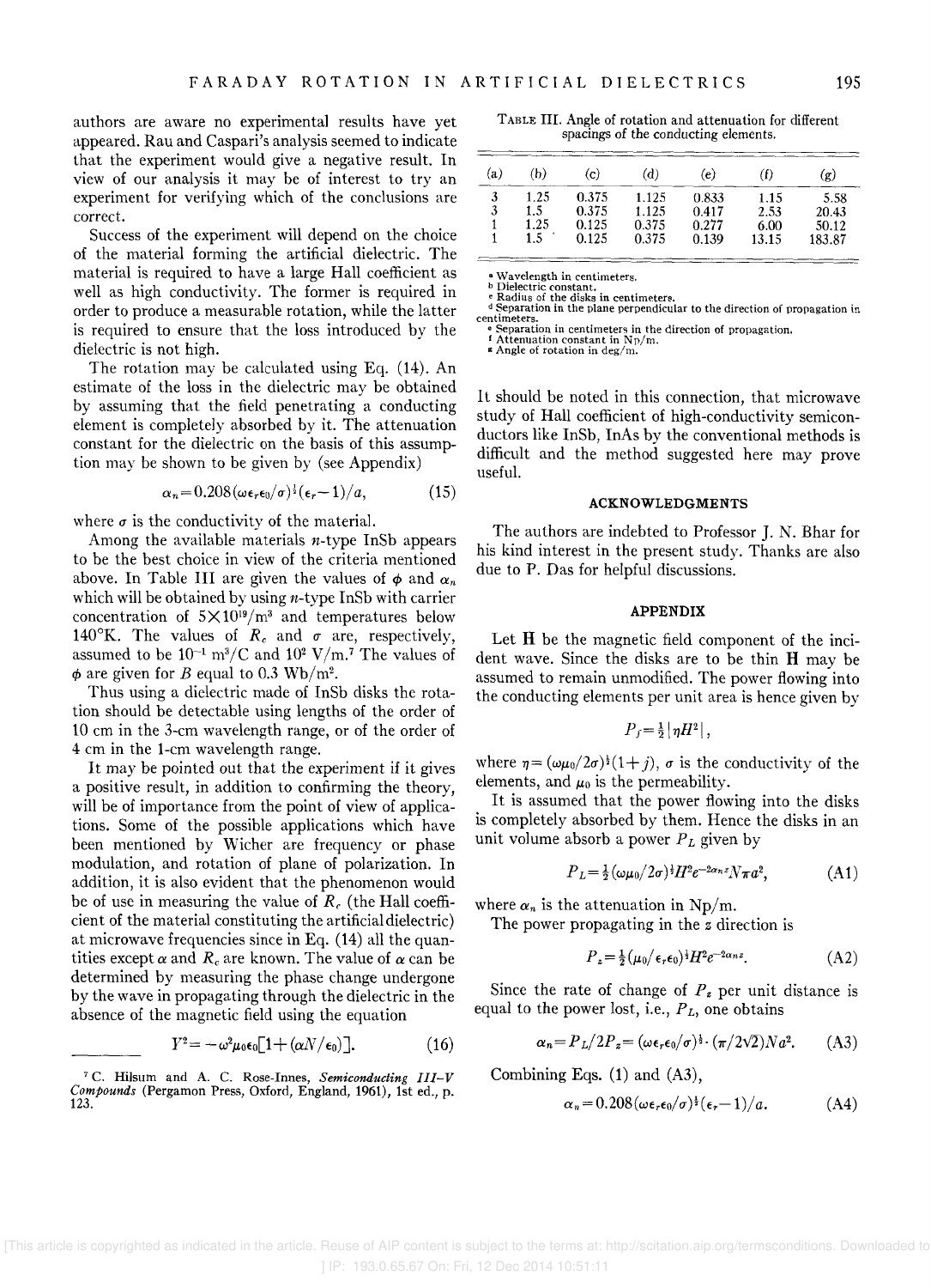authors are aware no experimental results have yet appeared. Rau and Caspari's analysis seemed to indicate that the experiment would give a negative result. In view of our analysis it may be of interest to try an experiment for verifying which of the conclusions are correct.

Success of the experiment will depend on the choice of the material forming the artificial dielectric. The material is required to have a large Hall coefficient as well as high conductivity. The former is required in order to produce a measurable rotation, while the latter is required to ensure that the loss introduced by the dielectric is not high.

The rotation may be calculated using Eq. (14). An estimate of the loss in the dielectric may be obtained by assuming that the field penetrating a conducting element is completely absorbed by it. The attenuation constant for the dielectric on the basis of this assumption may be shown to be given by (see Appendix)

$$\alpha_n = 0.208(\omega\epsilon_r\epsilon_0/\sigma)^{\frac{1}{2}}(\epsilon_r - 1)/a, \quad (15)$$

where $\sigma$ is the conductivity of the material.

Among the available materials $n$-type InSb appears to be the best choice in view of the criteria mentioned above. In Table III are given the values of $\phi$ and $\alpha_n$ which will be obtained by using $n$-type InSb with carrier concentration of $5\times10^{19}/\text{m}^3$ and temperatures below 140°K. The values of $R_c$ and $\sigma$ are, respectively, assumed to be $10^{-1}$ m$^3$/C and $10^2$ V/m.[7] The values of $\phi$ are given for $B$ equal to 0.3 Wb/m$^2$.

Thus using a dielectric made of InSb disks the rotation should be detectable using lengths of the order of 10 cm in the 3-cm wavelength range, or of the order of 4 cm in the 1-cm wavelength range.

It may be pointed out that the experiment if it gives a positive result, in addition to confirming the theory, will be of importance from the point of view of applications. Some of the possible applications which have been mentioned by Wicher are frequency or phase modulation, and rotation of plane of polarization. In addition, it is also evident that the phenomenon would be of use in measuring the value of $R_c$ (the Hall coefficient of the material constituting the artificial dielectric) at microwave frequencies since in Eq. (14) all the quantities except $\alpha$ and $R_c$ are known. The value of $\alpha$ can be determined by measuring the phase change undergone by the wave in propagating through the dielectric in the absence of the magnetic field using the equation

$$\Gamma^2 = -\omega^2\mu_0\epsilon_0[1+(\alpha N/\epsilon_0)]. \quad (16)$$

[7] C. Hilsum and A. C. Rose-Innes, *Semiconducting III–V Compounds* (Pergamon Press, Oxford, England, 1961), 1st ed., p. 123.

TABLE III. Angle of rotation and attenuation for different spacings of the conducting elements.

| (a) | (b) | (c) | (d) | (e) | (f) | (g) |
|---|---|---|---|---|---|---|
| 3 | 1.25 | 0.375 | 1.125 | 0.833 | 1.15 | 5.58 |
| 3 | 1.5 | 0.375 | 1.125 | 0.417 | 2.53 | 20.43 |
| 1 | 1.25 | 0.125 | 0.375 | 0.277 | 6.00 | 50.12 |
| 1 | 1.5 | 0.125 | 0.375 | 0.139 | 13.15 | 183.87 |

[a] Wavelength in centimeters.
[b] Dielectric constant.
[c] Radius of the disks in centimeters.
[d] Separation in the plane perpendicular to the direction of propagation in centimeters.
[e] Separation in centimeters in the direction of propagation.
[f] Attenuation constant in Np/m.
[g] Angle of rotation in deg/m.

It should be noted in this connection, that microwave study of Hall coefficient of high-conductivity semiconductors like InSb, InAs by the conventional methods is difficult and the method suggested here may prove useful.

## ACKNOWLEDGMENTS

The authors are indebted to Professor J. N. Bhar for his kind interest in the present study. Thanks are also due to P. Das for helpful discussions.

## APPENDIX

Let **H** be the magnetic field component of the incident wave. Since the disks are to be thin **H** may be assumed to remain unmodified. The power flowing into the conducting elements per unit area is hence given by

$$P_f = \tfrac{1}{2}|\eta H^2|,$$

where $\eta = (\omega\mu_0/2\sigma)^{\frac{1}{2}}(1+j)$, $\sigma$ is the conductivity of the elements, and $\mu_0$ is the permeability.

It is assumed that the power flowing into the disks is completely absorbed by them. Hence the disks in an unit volume absorb a power $P_L$ given by

$$P_L = \tfrac{1}{2}(\omega\mu_0/2\sigma)^{\frac{1}{2}}H^2e^{-2\alpha_n z}N\pi a^2, \quad (\text{A1})$$

where $\alpha_n$ is the attenuation in Np/m.

The power propagating in the $z$ direction is

$$P_z = \tfrac{1}{2}(\mu_0/\epsilon_r\epsilon_0)^{\frac{1}{2}}H^2e^{-2\alpha_n z}. \quad (\text{A2})$$

Since the rate of change of $P_z$ per unit distance is equal to the power lost, i.e., $P_L$, one obtains

$$\alpha_n = P_L/2P_z = (\omega\epsilon_r\epsilon_0/\sigma)^{\frac{1}{2}}\cdot(\pi/2\sqrt{2})Na^2. \quad (\text{A3})$$

Combining Eqs. (1) and (A3),

$$\alpha_n = 0.208(\omega\epsilon_r\epsilon_0/\sigma)^{\frac{1}{2}}(\epsilon_r - 1)/a. \quad (\text{A4})$$